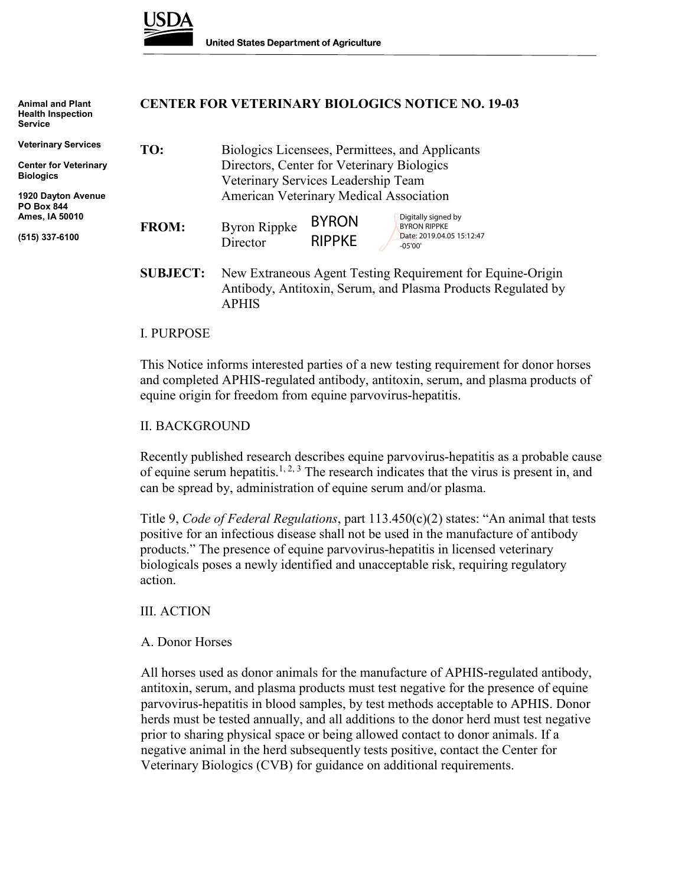United States Department of Agriculture

Animal and Plant Health Inspection Service

Veterinary Services

Center for Veterinary Biologics

1920 Dayton Avenue
PO Box 844
Ames, IA 50010

(515) 337-6100

# CENTER FOR VETERINARY BIOLOGICS NOTICE NO. 19-03

**TO:** Biologics Licensees, Permittees, and Applicants
Directors, Center for Veterinary Biologics
Veterinary Services Leadership Team
American Veterinary Medical Association

**FROM:** Byron Rippke
Director

BYRON RIPPKE — Digitally signed by BYRON RIPPKE Date: 2019.04.05 15:12:47 -05'00'

**SUBJECT:** New Extraneous Agent Testing Requirement for Equine-Origin Antibody, Antitoxin, Serum, and Plasma Products Regulated by APHIS

## I. PURPOSE

This Notice informs interested parties of a new testing requirement for donor horses and completed APHIS-regulated antibody, antitoxin, serum, and plasma products of equine origin for freedom from equine parvovirus-hepatitis.

## II. BACKGROUND

Recently published research describes equine parvovirus-hepatitis as a probable cause of equine serum hepatitis.[1, 2, 3] The research indicates that the virus is present in, and can be spread by, administration of equine serum and/or plasma.

Title 9, *Code of Federal Regulations*, part 113.450(c)(2) states: "An animal that tests positive for an infectious disease shall not be used in the manufacture of antibody products." The presence of equine parvovirus-hepatitis in licensed veterinary biologicals poses a newly identified and unacceptable risk, requiring regulatory action.

## III. ACTION

### A. Donor Horses

All horses used as donor animals for the manufacture of APHIS-regulated antibody, antitoxin, serum, and plasma products must test negative for the presence of equine parvovirus-hepatitis in blood samples, by test methods acceptable to APHIS. Donor herds must be tested annually, and all additions to the donor herd must test negative prior to sharing physical space or being allowed contact to donor animals. If a negative animal in the herd subsequently tests positive, contact the Center for Veterinary Biologics (CVB) for guidance on additional requirements.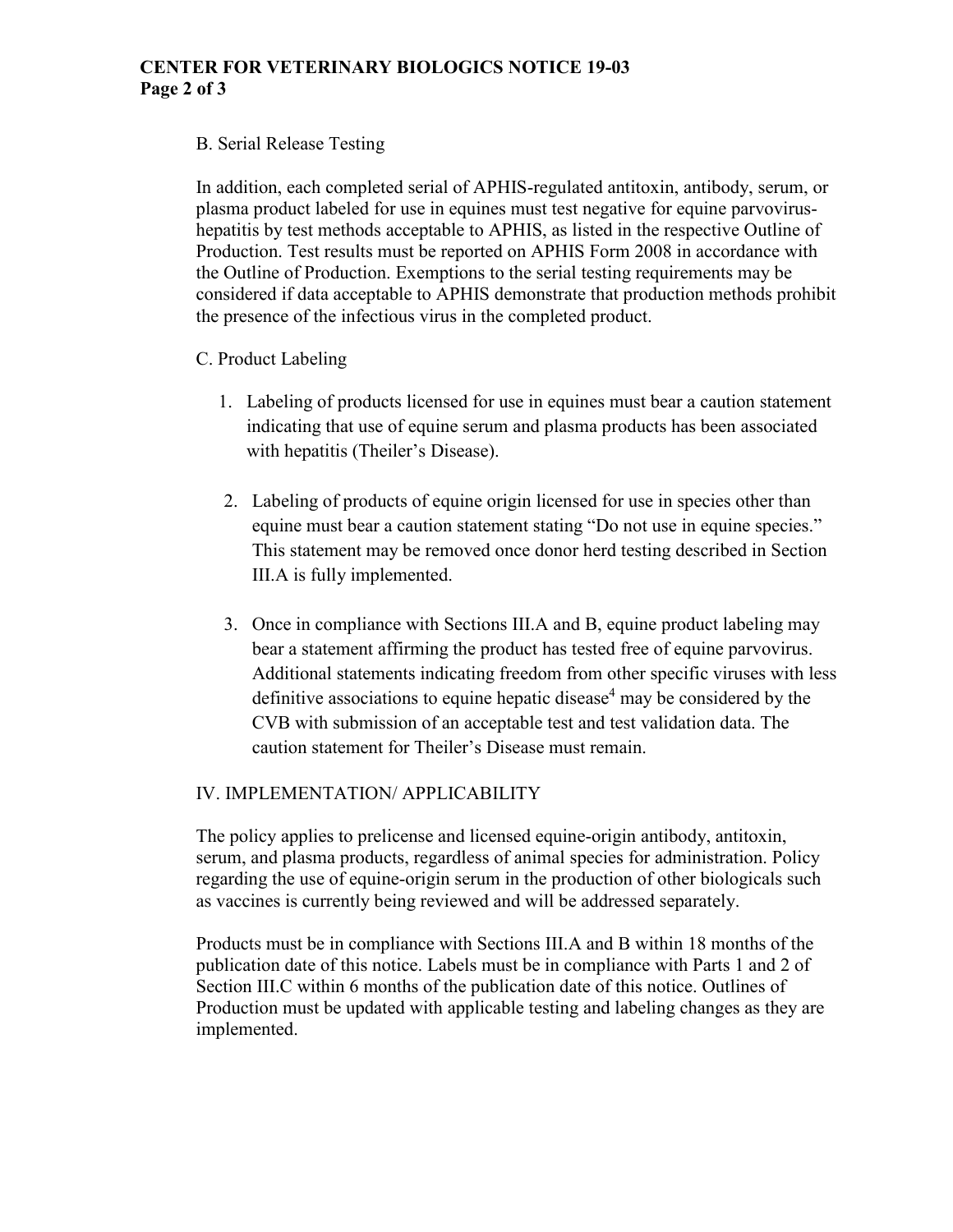B. Serial Release Testing

In addition, each completed serial of APHIS-regulated antitoxin, antibody, serum, or plasma product labeled for use in equines must test negative for equine parvovirus-hepatitis by test methods acceptable to APHIS, as listed in the respective Outline of Production. Test results must be reported on APHIS Form 2008 in accordance with the Outline of Production. Exemptions to the serial testing requirements may be considered if data acceptable to APHIS demonstrate that production methods prohibit the presence of the infectious virus in the completed product.

C. Product Labeling

1. Labeling of products licensed for use in equines must bear a caution statement indicating that use of equine serum and plasma products has been associated with hepatitis (Theiler's Disease).

2. Labeling of products of equine origin licensed for use in species other than equine must bear a caution statement stating "Do not use in equine species." This statement may be removed once donor herd testing described in Section III.A is fully implemented.

3. Once in compliance with Sections III.A and B, equine product labeling may bear a statement affirming the product has tested free of equine parvovirus. Additional statements indicating freedom from other specific viruses with less definitive associations to equine hepatic disease[4] may be considered by the CVB with submission of an acceptable test and test validation data. The caution statement for Theiler's Disease must remain.

## IV. IMPLEMENTATION/ APPLICABILITY

The policy applies to prelicense and licensed equine-origin antibody, antitoxin, serum, and plasma products, regardless of animal species for administration. Policy regarding the use of equine-origin serum in the production of other biologicals such as vaccines is currently being reviewed and will be addressed separately.

Products must be in compliance with Sections III.A and B within 18 months of the publication date of this notice. Labels must be in compliance with Parts 1 and 2 of Section III.C within 6 months of the publication date of this notice. Outlines of Production must be updated with applicable testing and labeling changes as they are implemented.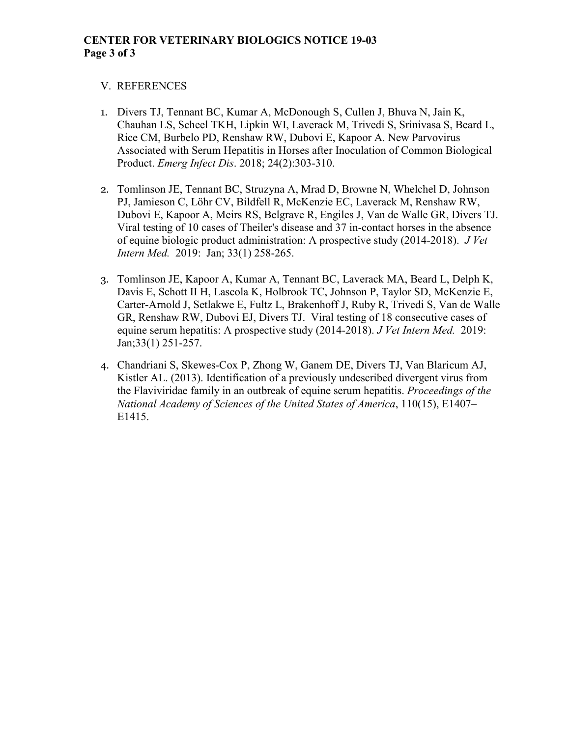## V. REFERENCES

1. Divers TJ, Tennant BC, Kumar A, McDonough S, Cullen J, Bhuva N, Jain K, Chauhan LS, Scheel TKH, Lipkin WI, Laverack M, Trivedi S, Srinivasa S, Beard L, Rice CM, Burbelo PD, Renshaw RW, Dubovi E, Kapoor A. New Parvovirus Associated with Serum Hepatitis in Horses after Inoculation of Common Biological Product. *Emerg Infect Dis*. 2018; 24(2):303-310.

2. Tomlinson JE, Tennant BC, Struzyna A, Mrad D, Browne N, Whelchel D, Johnson PJ, Jamieson C, Löhr CV, Bildfell R, McKenzie EC, Laverack M, Renshaw RW, Dubovi E, Kapoor A, Meirs RS, Belgrave R, Engiles J, Van de Walle GR, Divers TJ. Viral testing of 10 cases of Theiler's disease and 37 in-contact horses in the absence of equine biologic product administration: A prospective study (2014-2018). *J Vet Intern Med.* 2019: Jan; 33(1) 258-265.

3. Tomlinson JE, Kapoor A, Kumar A, Tennant BC, Laverack MA, Beard L, Delph K, Davis E, Schott II H, Lascola K, Holbrook TC, Johnson P, Taylor SD, McKenzie E, Carter-Arnold J, Setlakwe E, Fultz L, Brakenhoff J, Ruby R, Trivedi S, Van de Walle GR, Renshaw RW, Dubovi EJ, Divers TJ. Viral testing of 18 consecutive cases of equine serum hepatitis: A prospective study (2014-2018). *J Vet Intern Med.* 2019: Jan;33(1) 251-257.

4. Chandriani S, Skewes-Cox P, Zhong W, Ganem DE, Divers TJ, Van Blaricum AJ, Kistler AL. (2013). Identification of a previously undescribed divergent virus from the Flaviviridae family in an outbreak of equine serum hepatitis. *Proceedings of the National Academy of Sciences of the United States of America*, 110(15), E1407–E1415.